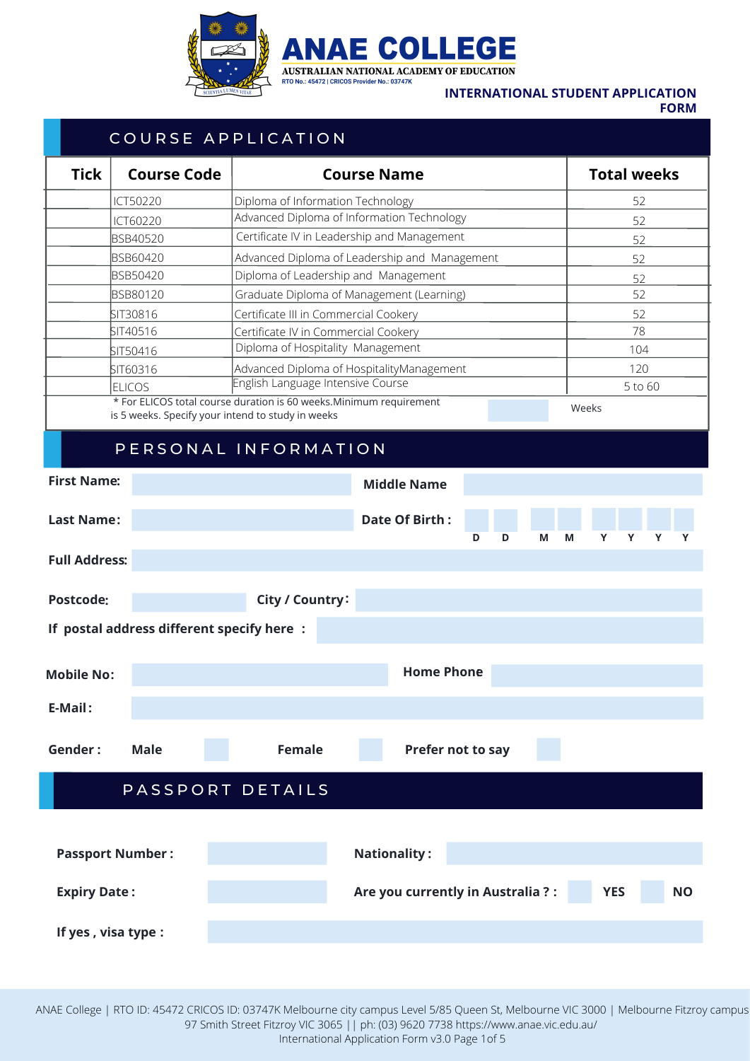# ANAE COLLEGE

AUSTRALIAN NATIONAL ACADEMY OF EDUCATION

RTO No.: 45472 | CRICOS Provider No.: 03747K

**INTERNATIONAL STUDENT APPLICATION FORM**

## COURSE APPLICATION

| Tick | Course Code | Course Name | Total weeks |
|---|---|---|---|
| | ICT50220 | Diploma of Information Technology | 52 |
| | ICT60220 | Advanced Diploma of Information Technology | 52 |
| | BSB40520 | Certificate IV in Leadership and Management | 52 |
| | BSB60420 | Advanced Diploma of Leadership and Management | 52 |
| | BSB50420 | Diploma of Leadership and Management | 52 |
| | BSB80120 | Graduate Diploma of Management (Learning) | 52 |
| | SIT30816 | Certificate III in Commercial Cookery | 52 |
| | SIT40516 | Certificate IV in Commercial Cookery | 78 |
| | SIT50416 | Diploma of Hospitality Management | 104 |
| | SIT60316 | Advanced Diploma of HospitalityManagement | 120 |
| | ELICOS | English Language Intensive Course | 5 to 60 |

* For ELICOS total course duration is 60 weeks.Minimum requirement is 5 weeks. Specify your intend to study in weeks ______ Weeks

## PERSONAL INFORMATION

**First Name:** ______ **Middle Name** ______

**Last Name:** ______ **Date Of Birth :** D D M M Y Y Y Y

**Full Address:** ______

**Postcode:** ______ **City / Country:** ______

**If postal address different specify here :** ______

**Mobile No:** ______ **Home Phone** ______

**E-Mail:** ______

**Gender :** **Male** ☐ **Female** ☐ **Prefer not to say** ☐

## PASSPORT DETAILS

**Passport Number :** ______ **Nationality :** ______

**Expiry Date :** ______ **Are you currently in Australia ? :** ☐ **YES** ☐ **NO**

**If yes , visa type :** ______

ANAE College | RTO ID: 45472 CRICOS ID: 03747K Melbourne city campus Level 5/85 Queen St, Melbourne VIC 3000 | Melbourne Fitzroy campus 97 Smith Street Fitzroy VIC 3065 || ph: (03) 9620 7738 https://www.anae.vic.edu.au/

International Application Form v3.0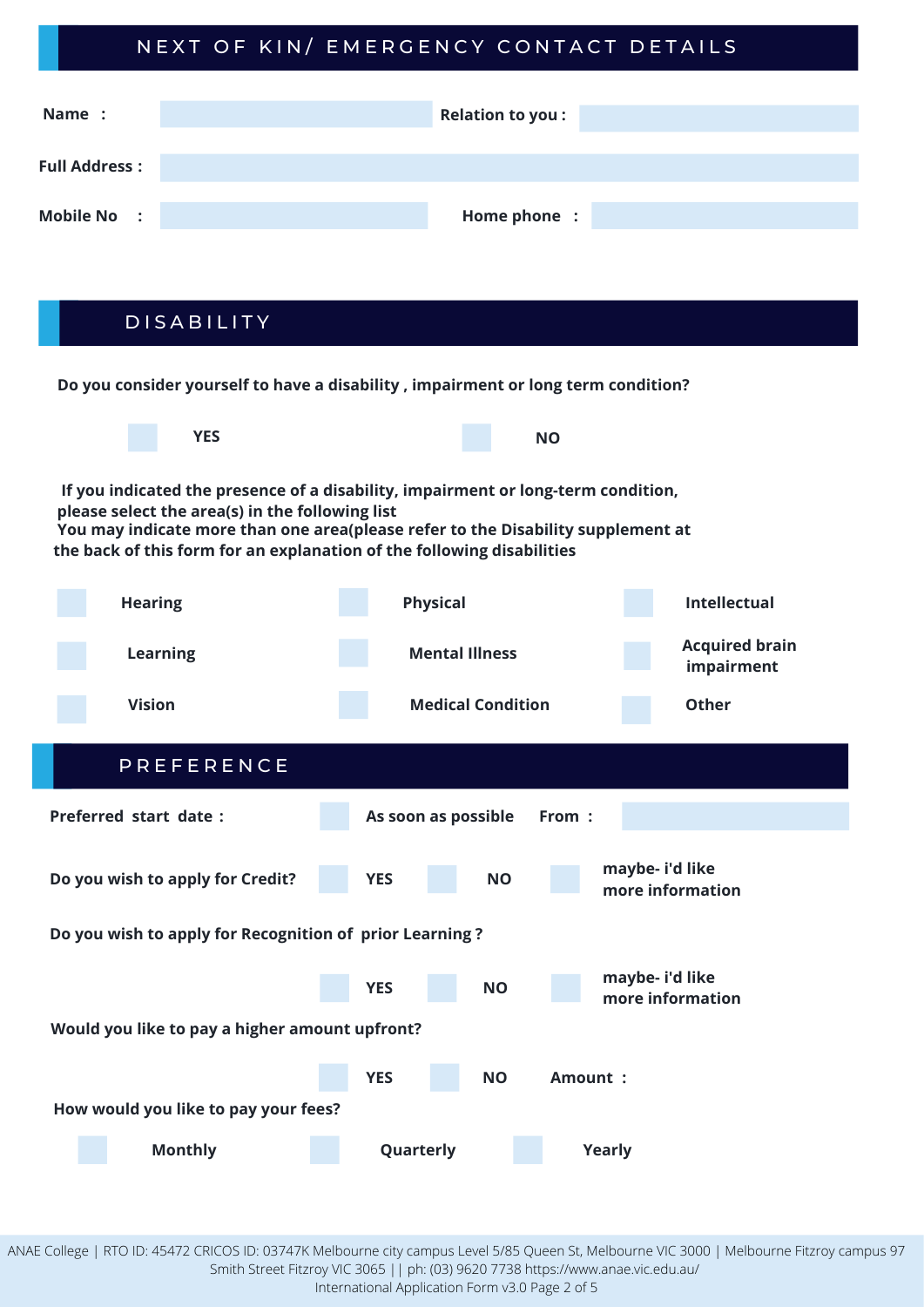## NEXT OF KIN/ EMERGENCY CONTACT DETAILS

**Name :** &nbsp;&nbsp;&nbsp;&nbsp; **Relation to you :**

**Full Address :**

**Mobile No :** &nbsp;&nbsp;&nbsp;&nbsp; **Home phone :**

## DISABILITY

**Do you consider yourself to have a disability , impairment or long term condition?**

☐ **YES** &nbsp;&nbsp;&nbsp;&nbsp; ☐ **NO**

**If you indicated the presence of a disability, impairment or long-term condition, please select the area(s) in the following list**
**You may indicate more than one area(please refer to the Disability supplement at the back of this form for an explanation of the following disabilities**

| | | |
|---|---|---|
| ☐ **Hearing** | ☐ **Physical** | ☐ **Intellectual** |
| ☐ **Learning** | ☐ **Mental Illness** | ☐ **Acquired brain impairment** |
| ☐ **Vision** | ☐ **Medical Condition** | ☐ **Other** |

## PREFERENCE

**Preferred start date :** ☐ **As soon as possible** &nbsp;&nbsp; **From :**

**Do you wish to apply for Credit?** ☐ **YES** ☐ **NO** ☐ **maybe- i'd like more information**

**Do you wish to apply for Recognition of prior Learning ?**

☐ **YES** ☐ **NO** ☐ **maybe- i'd like more information**

**Would you like to pay a higher amount upfront?**

☐ **YES** ☐ **NO** &nbsp;&nbsp; **Amount :**

**How would you like to pay your fees?**

☐ **Monthly** &nbsp;&nbsp; ☐ **Quarterly** &nbsp;&nbsp; ☐ **Yearly**

ANAE College | RTO ID: 45472 CRICOS ID: 03747K Melbourne city campus Level 5/85 Queen St, Melbourne VIC 3000 | Melbourne Fitzroy campus 97 Smith Street Fitzroy VIC 3065 || ph: (03) 9620 7738 https://www.anae.vic.edu.au/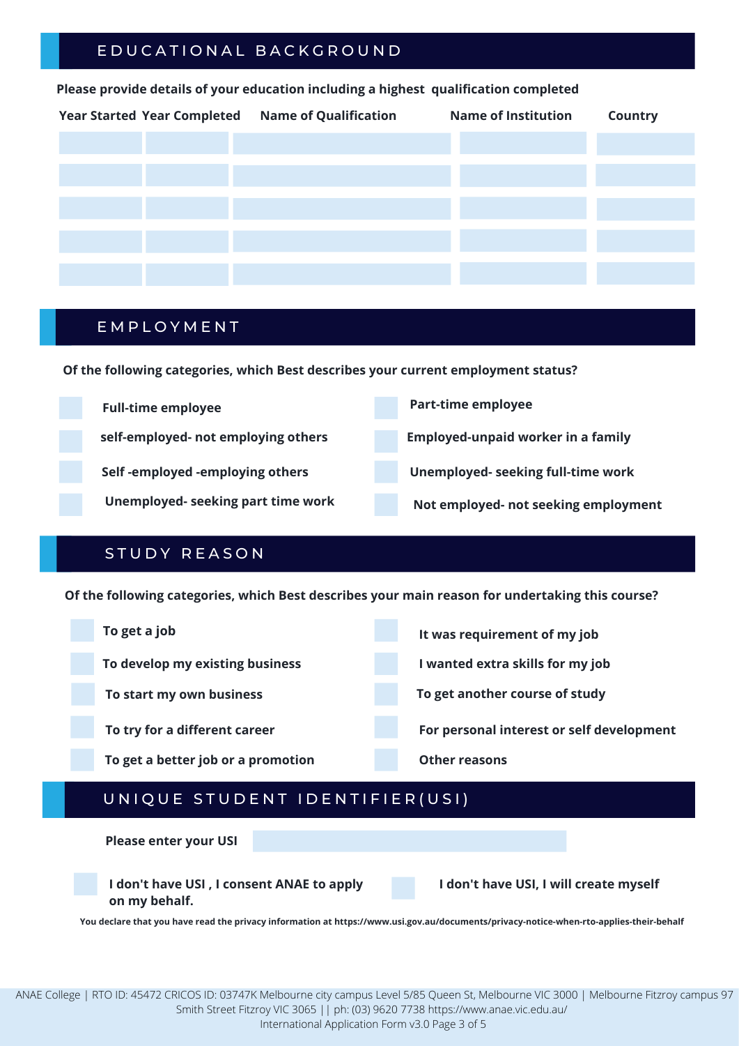## EDUCATIONAL BACKGROUND

**Please provide details of your education including a highest qualification completed**

| Year Started | Year Completed | Name of Qualification | Name of Institution | Country |
|---|---|---|---|---|
| | | | | |
| | | | | |
| | | | | |
| | | | | |
| | | | | |

## EMPLOYMENT

**Of the following categories, which Best describes your current employment status?**

- ☐ **Full-time employee**
- ☐ **Part-time employee**
- ☐ **self-employed- not employing others**
- ☐ **Employed-unpaid worker in a family**
- ☐ **Self -employed -employing others**
- ☐ **Unemployed- seeking full-time work**
- ☐ **Unemployed- seeking part time work**
- ☐ **Not employed- not seeking employment**

## STUDY REASON

**Of the following categories, which Best describes your main reason for undertaking this course?**

- ☐ **To get a job**
- ☐ **It was requirement of my job**
- ☐ **To develop my existing business**
- ☐ **I wanted extra skills for my job**
- ☐ **To start my own business**
- ☐ **To get another course of study**
- ☐ **To try for a different career**
- ☐ **For personal interest or self development**
- ☐ **To get a better job or a promotion**
- ☐ **Other reasons**

## UNIQUE STUDENT IDENTIFIER(USI)

**Please enter your USI** ____________________

- ☐ **I don't have USI , I consent ANAE to apply on my behalf.**
- ☐ **I don't have USI, I will create myself**

**You declare that you have read the privacy information at https://www.usi.gov.au/documents/privacy-notice-when-rto-applies-their-behalf**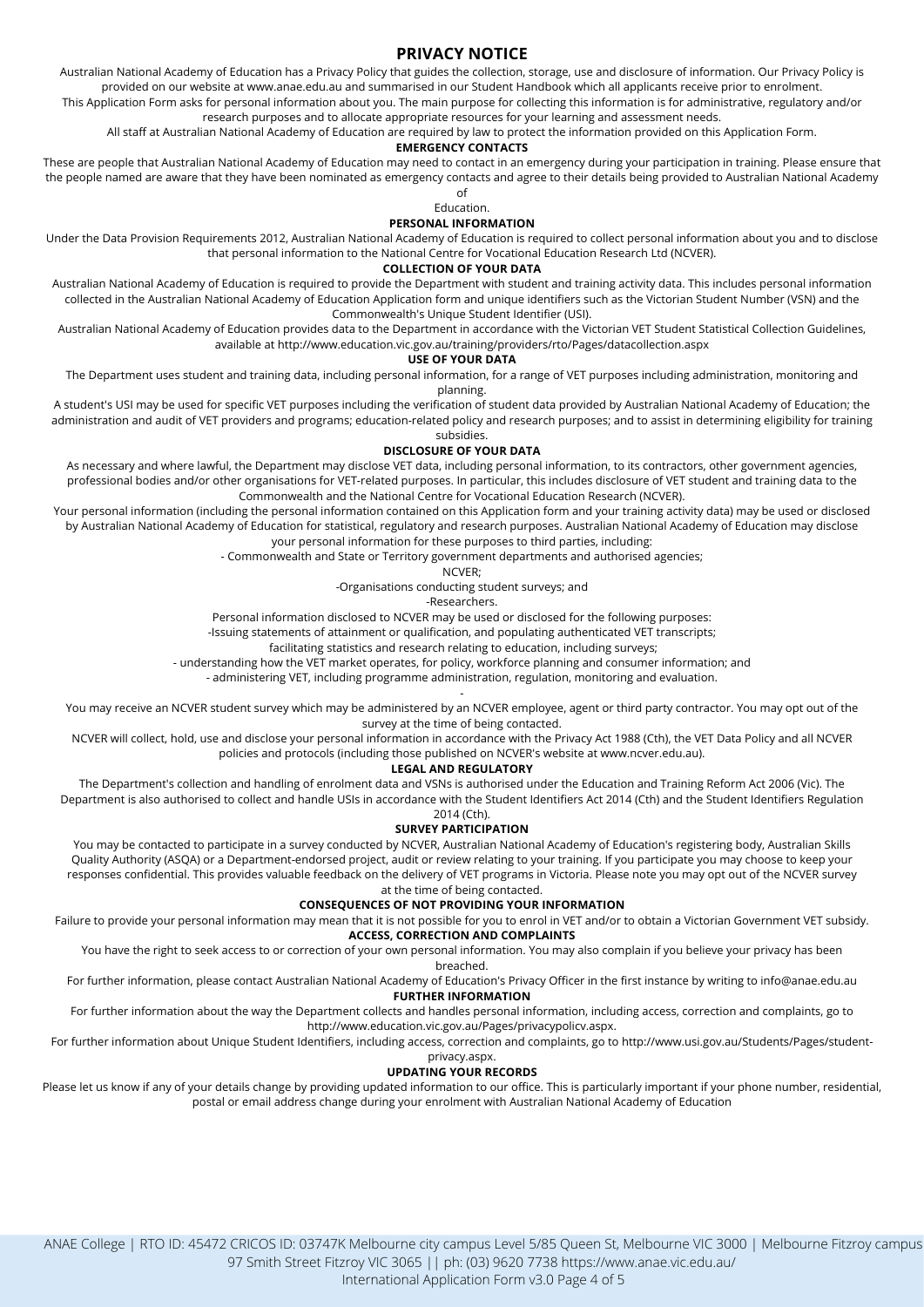# PRIVACY NOTICE

Australian National Academy of Education has a Privacy Policy that guides the collection, storage, use and disclosure of information. Our Privacy Policy is provided on our website at www.anae.edu.au and summarised in our Student Handbook which all applicants receive prior to enrolment.

This Application Form asks for personal information about you. The main purpose for collecting this information is for administrative, regulatory and/or research purposes and to allocate appropriate resources for your learning and assessment needs.

All staff at Australian National Academy of Education are required by law to protect the information provided on this Application Form.

## EMERGENCY CONTACTS

These are people that Australian National Academy of Education may need to contact in an emergency during your participation in training. Please ensure that the people named are aware that they have been nominated as emergency contacts and agree to their details being provided to Australian National Academy of Education.

## PERSONAL INFORMATION

Under the Data Provision Requirements 2012, Australian National Academy of Education is required to collect personal information about you and to disclose that personal information to the National Centre for Vocational Education Research Ltd (NCVER).

## COLLECTION OF YOUR DATA

Australian National Academy of Education is required to provide the Department with student and training activity data. This includes personal information collected in the Australian National Academy of Education Application form and unique identifiers such as the Victorian Student Number (VSN) and the Commonwealth's Unique Student Identifier (USI).

Australian National Academy of Education provides data to the Department in accordance with the Victorian VET Student Statistical Collection Guidelines, available at http://www.education.vic.gov.au/training/providers/rto/Pages/datacollection.aspx

## USE OF YOUR DATA

The Department uses student and training data, including personal information, for a range of VET purposes including administration, monitoring and planning.

A student's USI may be used for specific VET purposes including the verification of student data provided by Australian National Academy of Education; the administration and audit of VET providers and programs; education-related policy and research purposes; and to assist in determining eligibility for training subsidies.

## DISCLOSURE OF YOUR DATA

As necessary and where lawful, the Department may disclose VET data, including personal information, to its contractors, other government agencies, professional bodies and/or other organisations for VET-related purposes. In particular, this includes disclosure of VET student and training data to the Commonwealth and the National Centre for Vocational Education Research (NCVER).

Your personal information (including the personal information contained on this Application form and your training activity data) may be used or disclosed by Australian National Academy of Education for statistical, regulatory and research purposes. Australian National Academy of Education may disclose your personal information for these purposes to third parties, including:

- Commonwealth and State or Territory government departments and authorised agencies;
- NCVER;
- Organisations conducting student surveys; and
- Researchers.

Personal information disclosed to NCVER may be used or disclosed for the following purposes:

- Issuing statements of attainment or qualification, and populating authenticated VET transcripts;
- facilitating statistics and research relating to education, including surveys;
- understanding how the VET market operates, for policy, workforce planning and consumer information; and
- administering VET, including programme administration, regulation, monitoring and evaluation.

You may receive an NCVER student survey which may be administered by an NCVER employee, agent or third party contractor. You may opt out of the survey at the time of being contacted.

NCVER will collect, hold, use and disclose your personal information in accordance with the Privacy Act 1988 (Cth), the VET Data Policy and all NCVER policies and protocols (including those published on NCVER's website at www.ncver.edu.au).

## LEGAL AND REGULATORY

The Department's collection and handling of enrolment data and VSNs is authorised under the Education and Training Reform Act 2006 (Vic). The Department is also authorised to collect and handle USIs in accordance with the Student Identifiers Act 2014 (Cth) and the Student Identifiers Regulation 2014 (Cth).

## SURVEY PARTICIPATION

You may be contacted to participate in a survey conducted by NCVER, Australian National Academy of Education's registering body, Australian Skills Quality Authority (ASQA) or a Department-endorsed project, audit or review relating to your training. If you participate you may choose to keep your responses confidential. This provides valuable feedback on the delivery of VET programs in Victoria. Please note you may opt out of the NCVER survey at the time of being contacted.

## CONSEQUENCES OF NOT PROVIDING YOUR INFORMATION

Failure to provide your personal information may mean that it is not possible for you to enrol in VET and/or to obtain a Victorian Government VET subsidy.

## ACCESS, CORRECTION AND COMPLAINTS

You have the right to seek access to or correction of your own personal information. You may also complain if you believe your privacy has been breached.

For further information, please contact Australian National Academy of Education's Privacy Officer in the first instance by writing to info@anae.edu.au

## FURTHER INFORMATION

For further information about the way the Department collects and handles personal information, including access, correction and complaints, go to http://www.education.vic.gov.au/Pages/privacypolicv.aspx.

For further information about Unique Student Identifiers, including access, correction and complaints, go to http://www.usi.gov.au/Students/Pages/student-privacy.aspx.

## UPDATING YOUR RECORDS

Please let us know if any of your details change by providing updated information to our office. This is particularly important if your phone number, residential, postal or email address change during your enrolment with Australian National Academy of Education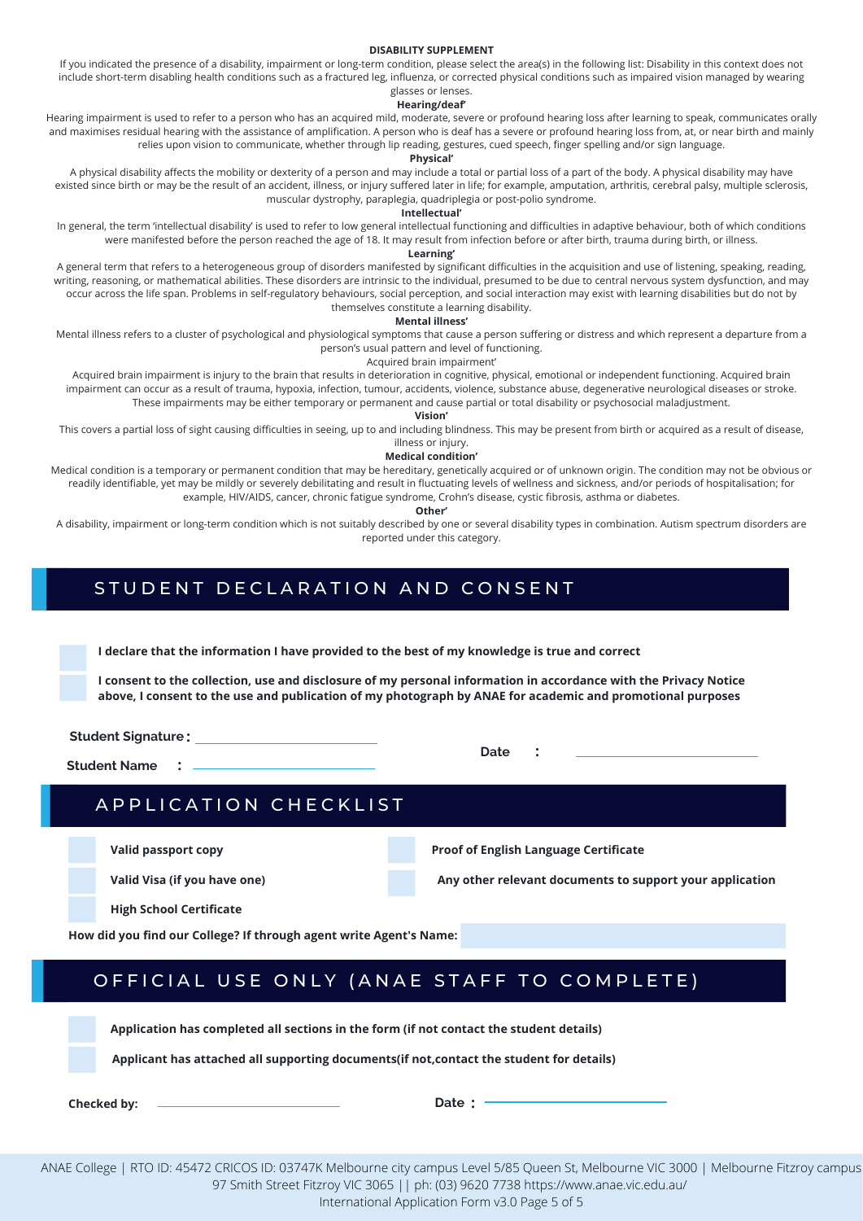### DISABILITY SUPPLEMENT

If you indicated the presence of a disability, impairment or long-term condition, please select the area(s) in the following list: Disability in this context does not include short-term disabling health conditions such as a fractured leg, influenza, or corrected physical conditions such as impaired vision managed by wearing glasses or lenses.

**Hearing/deaf'**

Hearing impairment is used to refer to a person who has an acquired mild, moderate, severe or profound hearing loss after learning to speak, communicates orally and maximises residual hearing with the assistance of amplification. A person who is deaf has a severe or profound hearing loss from, at, or near birth and mainly relies upon vision to communicate, whether through lip reading, gestures, cued speech, finger spelling and/or sign language.

**Physical'**

A physical disability affects the mobility or dexterity of a person and may include a total or partial loss of a part of the body. A physical disability may have existed since birth or may be the result of an accident, illness, or injury suffered later in life; for example, amputation, arthritis, cerebral palsy, multiple sclerosis, muscular dystrophy, paraplegia, quadriplegia or post-polio syndrome.

**Intellectual'**

In general, the term 'intellectual disability' is used to refer to low general intellectual functioning and difficulties in adaptive behaviour, both of which conditions were manifested before the person reached the age of 18. It may result from infection before or after birth, trauma during birth, or illness.

**Learning'**

A general term that refers to a heterogeneous group of disorders manifested by significant difficulties in the acquisition and use of listening, speaking, reading, writing, reasoning, or mathematical abilities. These disorders are intrinsic to the individual, presumed to be due to central nervous system dysfunction, and may occur across the life span. Problems in self-regulatory behaviours, social perception, and social interaction may exist with learning disabilities but do not by themselves constitute a learning disability.

**Mental illness'**

Mental illness refers to a cluster of psychological and physiological symptoms that cause a person suffering or distress and which represent a departure from a person's usual pattern and level of functioning.

Acquired brain impairment'

Acquired brain impairment is injury to the brain that results in deterioration in cognitive, physical, emotional or independent functioning. Acquired brain impairment can occur as a result of trauma, hypoxia, infection, tumour, accidents, violence, substance abuse, degenerative neurological diseases or stroke. These impairments may be either temporary or permanent and cause partial or total disability or psychosocial maladjustment.

**Vision'**

This covers a partial loss of sight causing difficulties in seeing, up to and including blindness. This may be present from birth or acquired as a result of disease, illness or injury.

**Medical condition'**

Medical condition is a temporary or permanent condition that may be hereditary, genetically acquired or of unknown origin. The condition may not be obvious or readily identifiable, yet may be mildly or severely debilitating and result in fluctuating levels of wellness and sickness, and/or periods of hospitalisation; for example, HIV/AIDS, cancer, chronic fatigue syndrome, Crohn's disease, cystic fibrosis, asthma or diabetes.

**Other'**

A disability, impairment or long-term condition which is not suitably described by one or several disability types in combination. Autism spectrum disorders are reported under this category.

## STUDENT DECLARATION AND CONSENT

- ☐ **I declare that the information I have provided to the best of my knowledge is true and correct**
- ☐ **I consent to the collection, use and disclosure of my personal information in accordance with the Privacy Notice above, I consent to the use and publication of my photograph by ANAE for academic and promotional purposes**

**Student Signature :** ____________________

**Student Name :** ____________________

**Date :** ____________________

## APPLICATION CHECKLIST

- ☐ **Valid passport copy**
- ☐ **Valid Visa (if you have one)**
- ☐ **High School Certificate**
- ☐ **Proof of English Language Certificate**
- ☐ **Any other relevant documents to support your application**

**How did you find our College? If through agent write Agent's Name:** ____________________

## OFFICIAL USE ONLY (ANAE STAFF TO COMPLETE)

- ☐ **Application has completed all sections in the form (if not contact the student details)**
- ☐ **Applicant has attached all supporting documents(if not,contact the student for details)**

**Checked by:** ____________________

**Date :** ____________________

ANAE College | RTO ID: 45472 CRICOS ID: 03747K Melbourne city campus Level 5/85 Queen St, Melbourne VIC 3000 | Melbourne Fitzroy campus 97 Smith Street Fitzroy VIC 3065 || ph: (03) 9620 7738 https://www.anae.vic.edu.au/